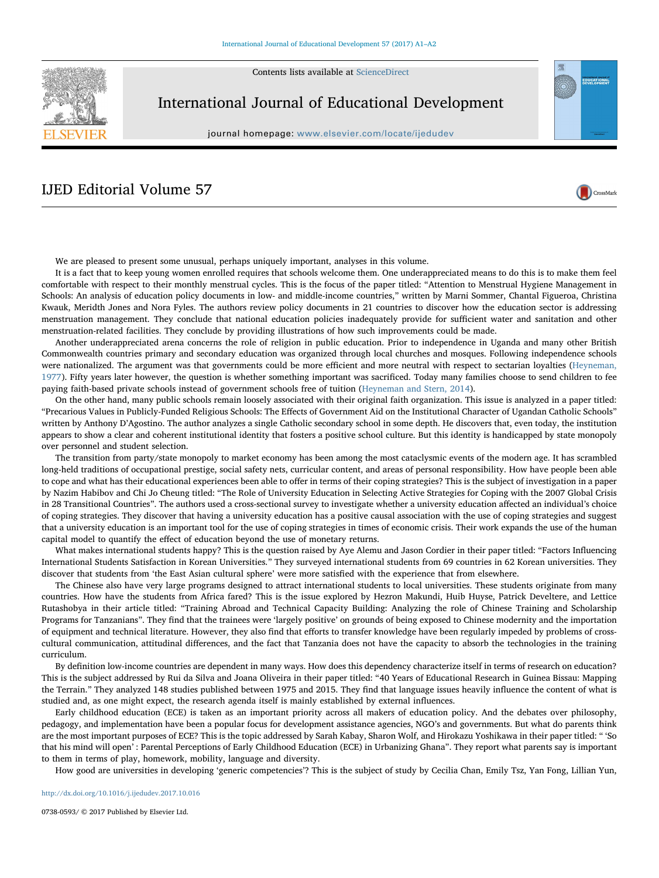# IJED Editorial Volume 57

We are pleased to present some unusual, perhaps uniquely important, analyses in this volume.

It is a fact that to keep young women enrolled requires that schools welcome them. One underappreciated means to do this is to make them feel comfortable with respect to their monthly menstrual cycles. This is the focus of the paper titled: "Attention to Menstrual Hygiene Management in Schools: An analysis of education policy documents in low- and middle-income countries," written by Marni Sommer, Chantal Figueroa, Christina Kwauk, Meridth Jones and Nora Fyles. The authors review policy documents in 21 countries to discover how the education sector is addressing menstruation management. They conclude that national education policies inadequately provide for sufficient water and sanitation and other menstruation-related facilities. They conclude by providing illustrations of how such improvements could be made.

Another underappreciated arena concerns the role of religion in public education. Prior to independence in Uganda and many other British Commonwealth countries primary and secondary education was organized through local churches and mosques. Following independence schools were nationalized. The argument was that governments could be more efficient and more neutral with respect to sectarian loyalties (Heyneman, 1977). Fifty years later however, the question is whether something important was sacrificed. Today many families choose to send children to fee paying faith-based private schools instead of government schools free of tuition (Heyneman and Stern, 2014).

On the other hand, many public schools remain loosely associated with their original faith organization. This issue is analyzed in a paper titled: "Precarious Values in Publicly-Funded Religious Schools: The Effects of Government Aid on the Institutional Character of Ugandan Catholic Schools" written by Anthony D'Agostino. The author analyzes a single Catholic secondary school in some depth. He discovers that, even today, the institution appears to show a clear and coherent institutional identity that fosters a positive school culture. But this identity is handicapped by state monopoly over personnel and student selection.

The transition from party/state monopoly to market economy has been among the most cataclysmic events of the modern age. It has scrambled long-held traditions of occupational prestige, social safety nets, curricular content, and areas of personal responsibility. How have people been able to cope and what has their educational experiences been able to offer in terms of their coping strategies? This is the subject of investigation in a paper by Nazim Habibov and Chi Jo Cheung titled: "The Role of University Education in Selecting Active Strategies for Coping with the 2007 Global Crisis in 28 Transitional Countries". The authors used a cross-sectional survey to investigate whether a university education affected an individual's choice of coping strategies. They discover that having a university education has a positive causal association with the use of coping strategies and suggest that a university education is an important tool for the use of coping strategies in times of economic crisis. Their work expands the use of the human capital model to quantify the effect of education beyond the use of monetary returns.

What makes international students happy? This is the question raised by Aye Alemu and Jason Cordier in their paper titled: "Factors Influencing International Students Satisfaction in Korean Universities." They surveyed international students from 69 countries in 62 Korean universities. They discover that students from 'the East Asian cultural sphere' were more satisfied with the experience that from elsewhere.

The Chinese also have very large programs designed to attract international students to local universities. These students originate from many countries. How have the students from Africa fared? This is the issue explored by Hezron Makundi, Huib Huyse, Patrick Develtere, and Lettice Rutashobya in their article titled: "Training Abroad and Technical Capacity Building: Analyzing the role of Chinese Training and Scholarship Programs for Tanzanians". They find that the trainees were 'largely positive' on grounds of being exposed to Chinese modernity and the importation of equipment and technical literature. However, they also find that efforts to transfer knowledge have been regularly impeded by problems of cross-cultural communication, attitudinal differences, and the fact that Tanzania does not have the capacity to absorb the technologies in the training curriculum.

By definition low-income countries are dependent in many ways. How does this dependency characterize itself in terms of research on education? This is the subject addressed by Rui da Silva and Joana Oliveira in their paper titled: "40 Years of Educational Research in Guinea Bissau: Mapping the Terrain." They analyzed 148 studies published between 1975 and 2015. They find that language issues heavily influence the content of what is studied and, as one might expect, the research agenda itself is mainly established by external influences.

Early childhood education (ECE) is taken as an important priority across all makers of education policy. And the debates over philosophy, pedagogy, and implementation have been a popular focus for development assistance agencies, NGO's and governments. But what do parents think are the most important purposes of ECE? This is the topic addressed by Sarah Kabay, Sharon Wolf, and Hirokazu Yoshikawa in their paper titled: " 'So that his mind will open' : Parental Perceptions of Early Childhood Education (ECE) in Urbanizing Ghana". They report what parents say is important to them in terms of play, homework, mobility, language and diversity.

How good are universities in developing 'generic competencies'? This is the subject of study by Cecilia Chan, Emily Tsz, Yan Fong, Lillian Yun,

http://dx.doi.org/10.1016/j.ijedudev.2017.10.016

0738-0593/ © 2017 Published by Elsevier Ltd.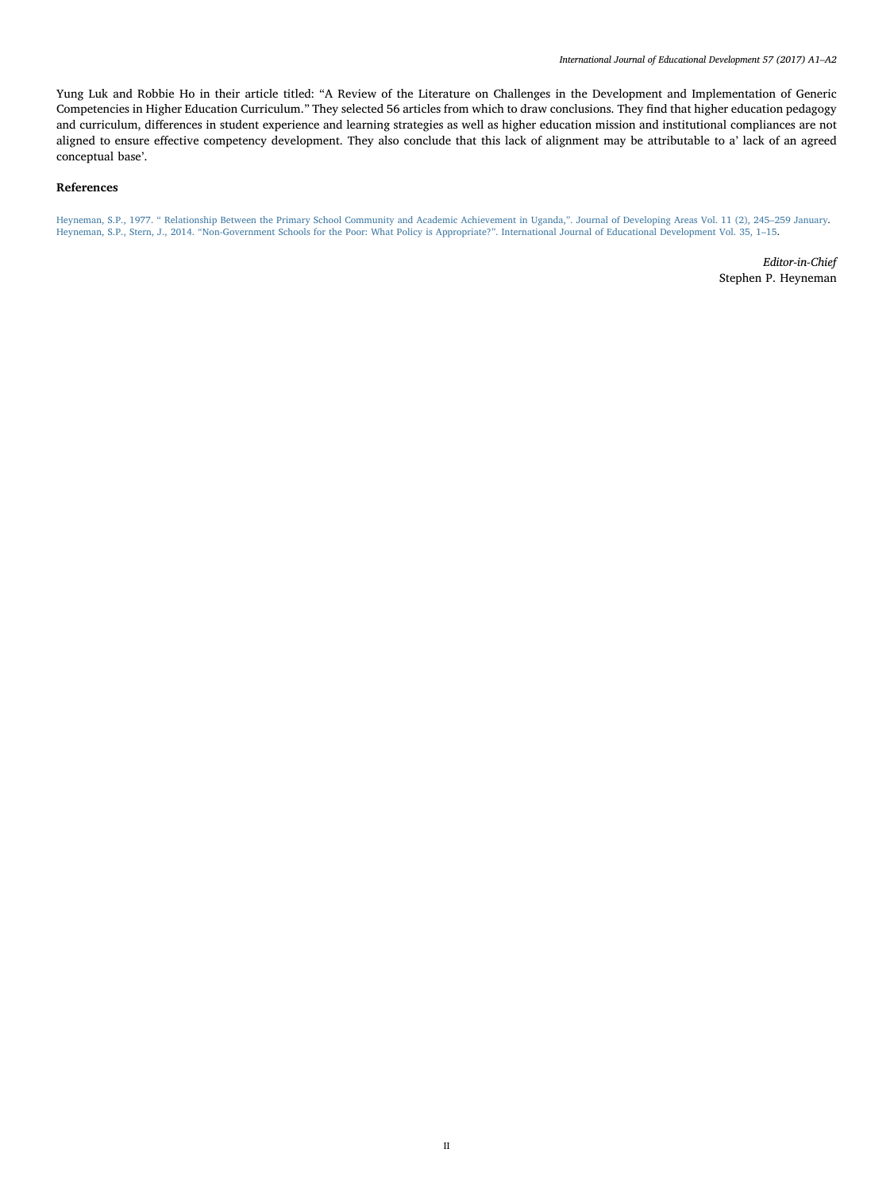Yung Luk and Robbie Ho in their article titled: "A Review of the Literature on Challenges in the Development and Implementation of Generic Competencies in Higher Education Curriculum." They selected 56 articles from which to draw conclusions. They find that higher education pedagogy and curriculum, differences in student experience and learning strategies as well as higher education mission and institutional compliances are not aligned to ensure effective competency development. They also conclude that this lack of alignment may be attributable to a' lack of an agreed conceptual base'.

## References

Heyneman, S.P., 1977. " Relationship Between the Primary School Community and Academic Achievement in Uganda,". Journal of Developing Areas Vol. 11 (2), 245–259 January.

Heyneman, S.P., Stern, J., 2014. "Non-Government Schools for the Poor: What Policy is Appropriate?". International Journal of Educational Development Vol. 35, 1–15.

*Editor-in-Chief*
Stephen P. Heyneman